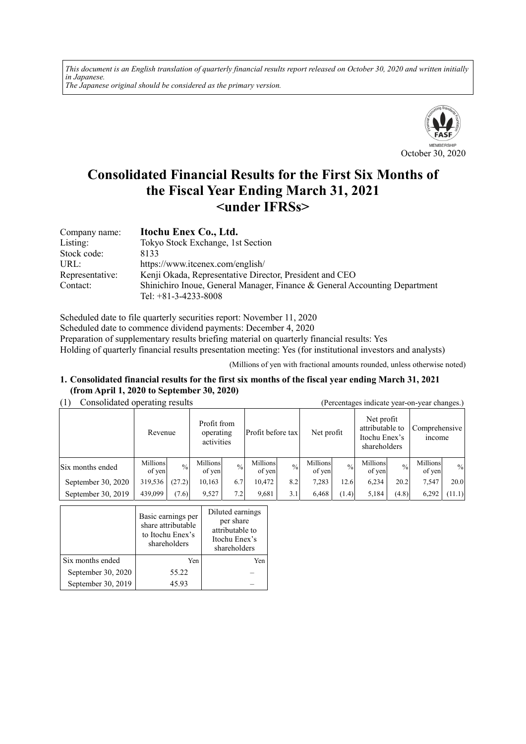*This document is an English translation of quarterly financial results report released on October 30, 2020 and written initially in Japanese.*
*The Japanese original should be considered as the primary version.*

October 30, 2020

# Consolidated Financial Results for the First Six Months of the Fiscal Year Ending March 31, 2021 <under IFRSs>

| | |
|---|---|
| Company name: | **Itochu Enex Co., Ltd.** |
| Listing: | Tokyo Stock Exchange, 1st Section |
| Stock code: | 8133 |
| URL: | https://www.itcenex.com/english/ |
| Representative: | Kenji Okada, Representative Director, President and CEO |
| Contact: | Shinichiro Inoue, General Manager, Finance & General Accounting Department<br>Tel: +81-3-4233-8008 |

Scheduled date to file quarterly securities report: November 11, 2020
Scheduled date to commence dividend payments: December 4, 2020
Preparation of supplementary results briefing material on quarterly financial results: Yes
Holding of quarterly financial results presentation meeting: Yes (for institutional investors and analysts)

(Millions of yen with fractional amounts rounded, unless otherwise noted)

## 1. Consolidated financial results for the first six months of the fiscal year ending March 31, 2021 (from April 1, 2020 to September 30, 2020)

(1) Consolidated operating results (Percentages indicate year-on-year changes.)

| | Revenue | | Profit from operating activities | | Profit before tax | | Net profit | | Net profit attributable to Itochu Enex's shareholders | | Comprehensive income | |
|---|---|---|---|---|---|---|---|---|---|---|---|---|
| Six months ended | Millions of yen | % | Millions of yen | % | Millions of yen | % | Millions of yen | % | Millions of yen | % | Millions of yen | % |
| September 30, 2020 | 319,536 | (27.2) | 10,163 | 6.7 | 10,472 | 8.2 | 7,283 | 12.6 | 6,234 | 20.2 | 7,547 | 20.0 |
| September 30, 2019 | 439,099 | (7.6) | 9,527 | 7.2 | 9,681 | 3.1 | 6,468 | (1.4) | 5,184 | (4.8) | 6,292 | (11.1) |

| | Basic earnings per share attributable to Itochu Enex's shareholders | Diluted earnings per share attributable to Itochu Enex's shareholders |
|---|---|---|
| Six months ended | Yen | Yen |
| September 30, 2020 | 55.22 | – |
| September 30, 2019 | 45.93 | – |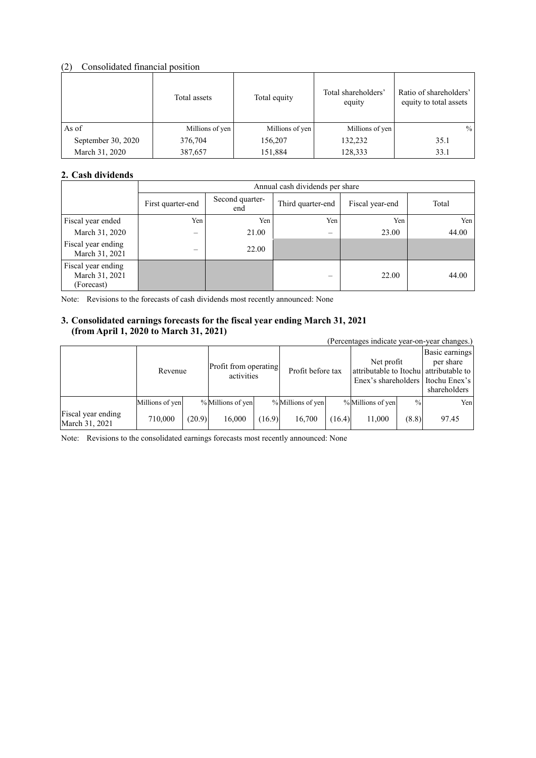## (2) Consolidated financial position

| | Total assets | Total equity | Total shareholders' equity | Ratio of shareholders' equity to total assets |
|---|---|---|---|---|
| As of | Millions of yen | Millions of yen | Millions of yen | % |
| September 30, 2020 | 376,704 | 156,207 | 132,232 | 35.1 |
| March 31, 2020 | 387,657 | 151,884 | 128,333 | 33.1 |

## 2. Cash dividends

| | Annual cash dividends per share | | | | |
|---|---|---|---|---|---|
| | First quarter-end | Second quarter-end | Third quarter-end | Fiscal year-end | Total |
| Fiscal year ended | Yen | Yen | Yen | Yen | Yen |
| March 31, 2020 | – | 21.00 | – | 23.00 | 44.00 |
| Fiscal year ending March 31, 2021 | – | 22.00 | | | |
| Fiscal year ending March 31, 2021 (Forecast) | | | – | 22.00 | 44.00 |

Note: Revisions to the forecasts of cash dividends most recently announced: None

## 3. Consolidated earnings forecasts for the fiscal year ending March 31, 2021 (from April 1, 2020 to March 31, 2021)

(Percentages indicate year-on-year changes.)

| | Revenue | | Profit from operating activities | | Profit before tax | | Net profit attributable to Itochu Enex's shareholders | | Basic earnings per share attributable to Itochu Enex's shareholders |
|---|---|---|---|---|---|---|---|---|---|
| | Millions of yen | % | Millions of yen | % | Millions of yen | % | Millions of yen | % | Yen |
| Fiscal year ending March 31, 2021 | 710,000 | (20.9) | 16,000 | (16.9) | 16,700 | (16.4) | 11,000 | (8.8) | 97.45 |

Note: Revisions to the consolidated earnings forecasts most recently announced: None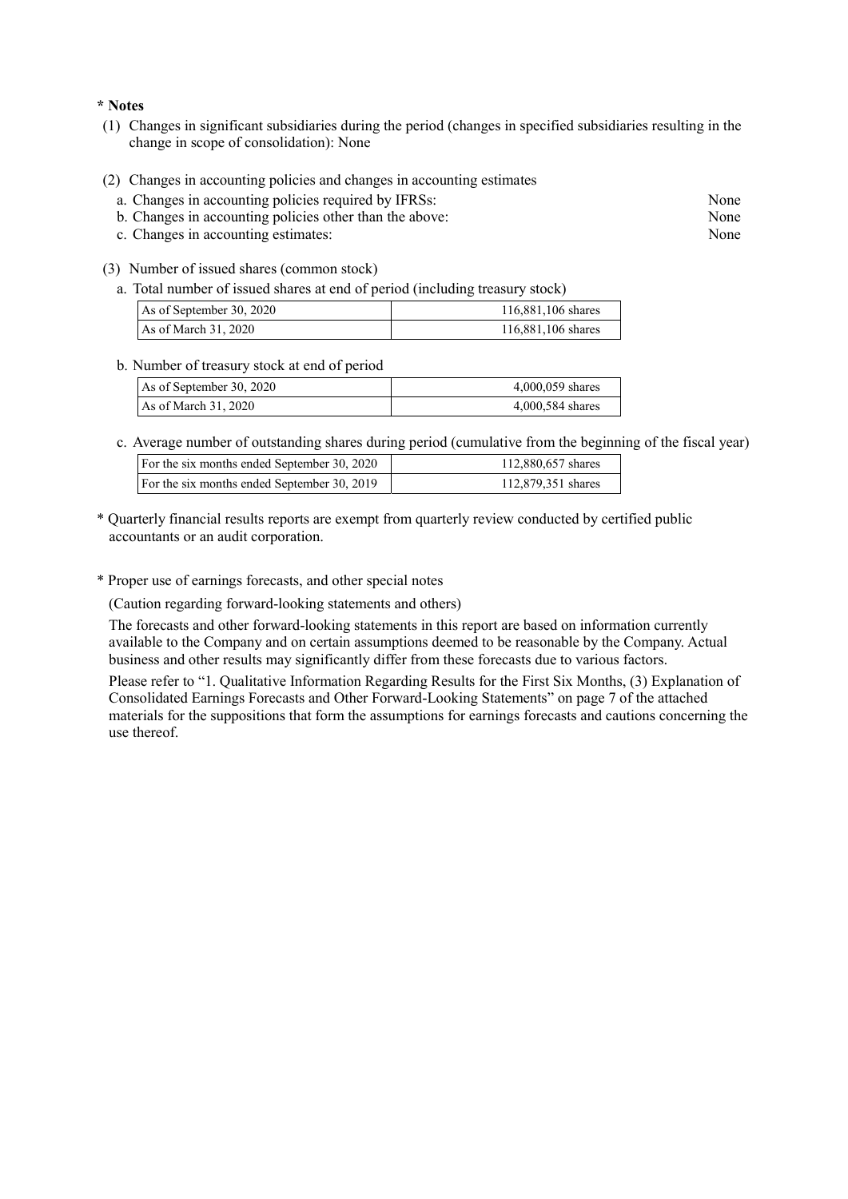**\* Notes**

(1) Changes in significant subsidiaries during the period (changes in specified subsidiaries resulting in the change in scope of consolidation): None

(2) Changes in accounting policies and changes in accounting estimates

a. Changes in accounting policies required by IFRSs: None
b. Changes in accounting policies other than the above: None
c. Changes in accounting estimates: None

(3) Number of issued shares (common stock)

a. Total number of issued shares at end of period (including treasury stock)

| | |
|---|---|
| As of September 30, 2020 | 116,881,106 shares |
| As of March 31, 2020 | 116,881,106 shares |

b. Number of treasury stock at end of period

| | |
|---|---|
| As of September 30, 2020 | 4,000,059 shares |
| As of March 31, 2020 | 4,000,584 shares |

c. Average number of outstanding shares during period (cumulative from the beginning of the fiscal year)

| | |
|---|---|
| For the six months ended September 30, 2020 | 112,880,657 shares |
| For the six months ended September 30, 2019 | 112,879,351 shares |

\* Quarterly financial results reports are exempt from quarterly review conducted by certified public accountants or an audit corporation.

\* Proper use of earnings forecasts, and other special notes

(Caution regarding forward-looking statements and others)

The forecasts and other forward-looking statements in this report are based on information currently available to the Company and on certain assumptions deemed to be reasonable by the Company. Actual business and other results may significantly differ from these forecasts due to various factors.

Please refer to "1. Qualitative Information Regarding Results for the First Six Months, (3) Explanation of Consolidated Earnings Forecasts and Other Forward-Looking Statements" on page 7 of the attached materials for the suppositions that form the assumptions for earnings forecasts and cautions concerning the use thereof.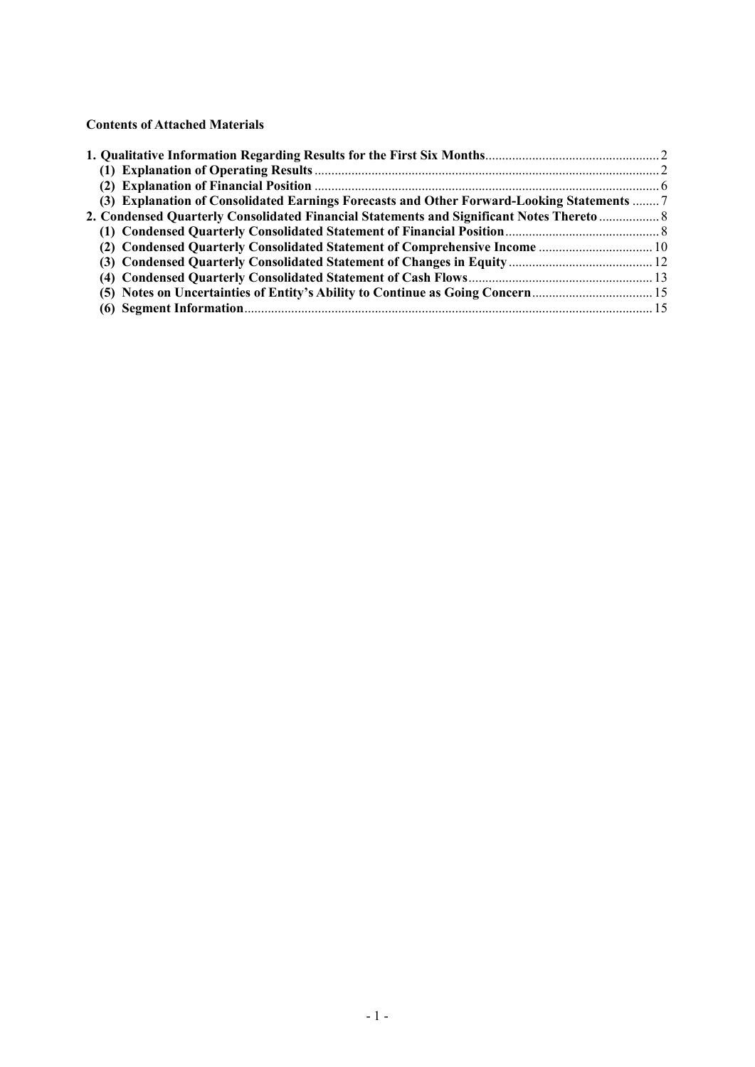**Contents of Attached Materials**

| | |
|---|---|
| **1. Qualitative Information Regarding Results for the First Six Months** | 2 |
| **(1) Explanation of Operating Results** | 2 |
| **(2) Explanation of Financial Position** | 6 |
| **(3) Explanation of Consolidated Earnings Forecasts and Other Forward-Looking Statements** | 7 |
| **2. Condensed Quarterly Consolidated Financial Statements and Significant Notes Thereto** | 8 |
| **(1) Condensed Quarterly Consolidated Statement of Financial Position** | 8 |
| **(2) Condensed Quarterly Consolidated Statement of Comprehensive Income** | 10 |
| **(3) Condensed Quarterly Consolidated Statement of Changes in Equity** | 12 |
| **(4) Condensed Quarterly Consolidated Statement of Cash Flows** | 13 |
| **(5) Notes on Uncertainties of Entity's Ability to Continue as Going Concern** | 15 |
| **(6) Segment Information** | 15 |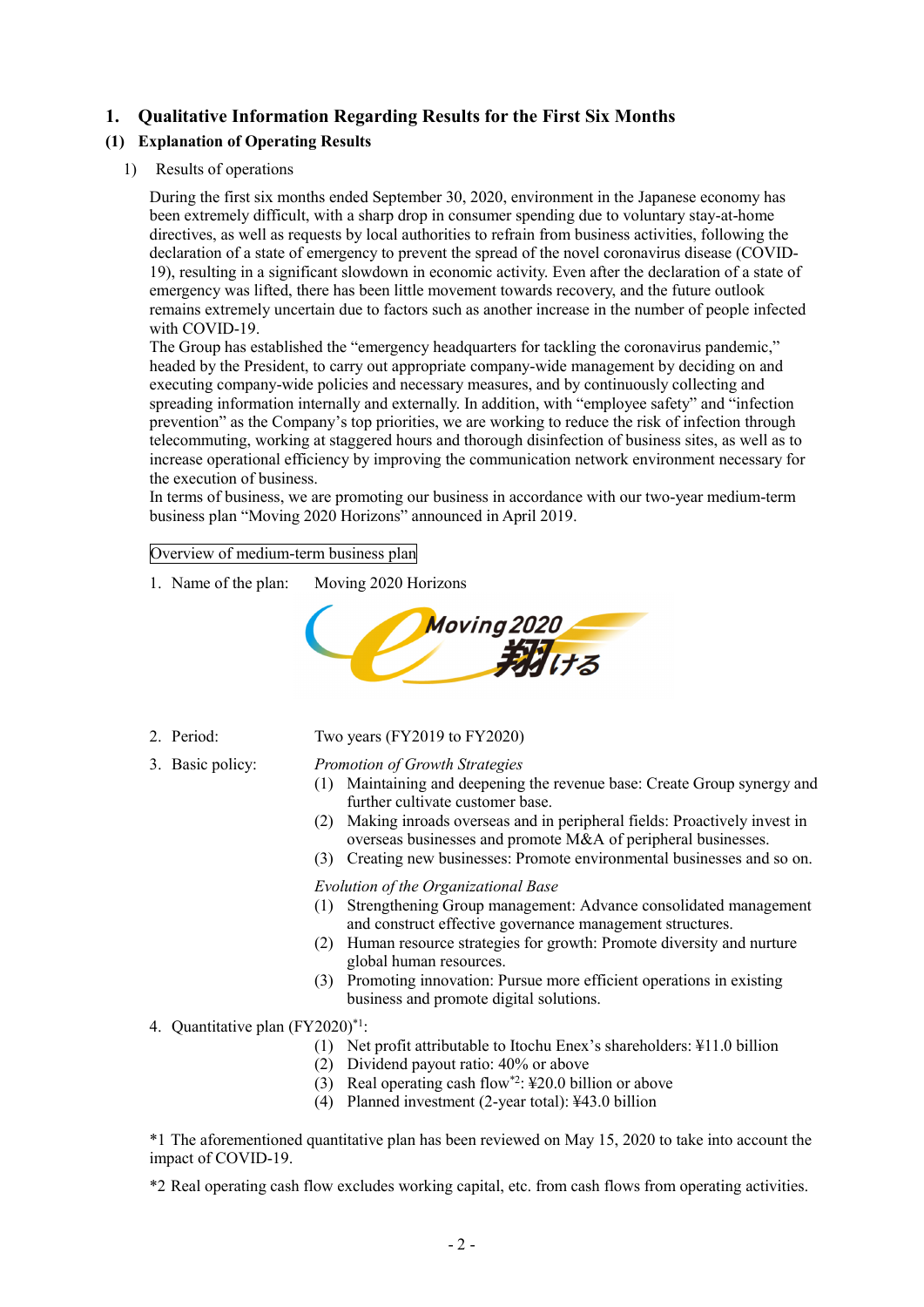# 1. Qualitative Information Regarding Results for the First Six Months

## (1) Explanation of Operating Results

1) Results of operations

During the first six months ended September 30, 2020, environment in the Japanese economy has been extremely difficult, with a sharp drop in consumer spending due to voluntary stay-at-home directives, as well as requests by local authorities to refrain from business activities, following the declaration of a state of emergency to prevent the spread of the novel coronavirus disease (COVID-19), resulting in a significant slowdown in economic activity. Even after the declaration of a state of emergency was lifted, there has been little movement towards recovery, and the future outlook remains extremely uncertain due to factors such as another increase in the number of people infected with COVID-19.

The Group has established the "emergency headquarters for tackling the coronavirus pandemic," headed by the President, to carry out appropriate company-wide management by deciding on and executing company-wide policies and necessary measures, and by continuously collecting and spreading information internally and externally. In addition, with "employee safety" and "infection prevention" as the Company's top priorities, we are working to reduce the risk of infection through telecommuting, working at staggered hours and thorough disinfection of business sites, as well as to increase operational efficiency by improving the communication network environment necessary for the execution of business.

In terms of business, we are promoting our business in accordance with our two-year medium-term business plan "Moving 2020 Horizons" announced in April 2019.

Overview of medium-term business plan

1. Name of the plan: Moving 2020 Horizons

Moving 2020 翔ける

2. Period: Two years (FY2019 to FY2020)

3. Basic policy:

*Promotion of Growth Strategies*

(1) Maintaining and deepening the revenue base: Create Group synergy and further cultivate customer base.
(2) Making inroads overseas and in peripheral fields: Proactively invest in overseas businesses and promote M&A of peripheral businesses.
(3) Creating new businesses: Promote environmental businesses and so on.

*Evolution of the Organizational Base*

(1) Strengthening Group management: Advance consolidated management and construct effective governance management structures.
(2) Human resource strategies for growth: Promote diversity and nurture global human resources.
(3) Promoting innovation: Pursue more efficient operations in existing business and promote digital solutions.

4. Quantitative plan (FY2020)[*1]:

(1) Net profit attributable to Itochu Enex's shareholders: ¥11.0 billion
(2) Dividend payout ratio: 40% or above
(3) Real operating cash flow[*2]: ¥20.0 billion or above
(4) Planned investment (2-year total): ¥43.0 billion

*1 The aforementioned quantitative plan has been reviewed on May 15, 2020 to take into account the impact of COVID-19.

*2 Real operating cash flow excludes working capital, etc. from cash flows from operating activities.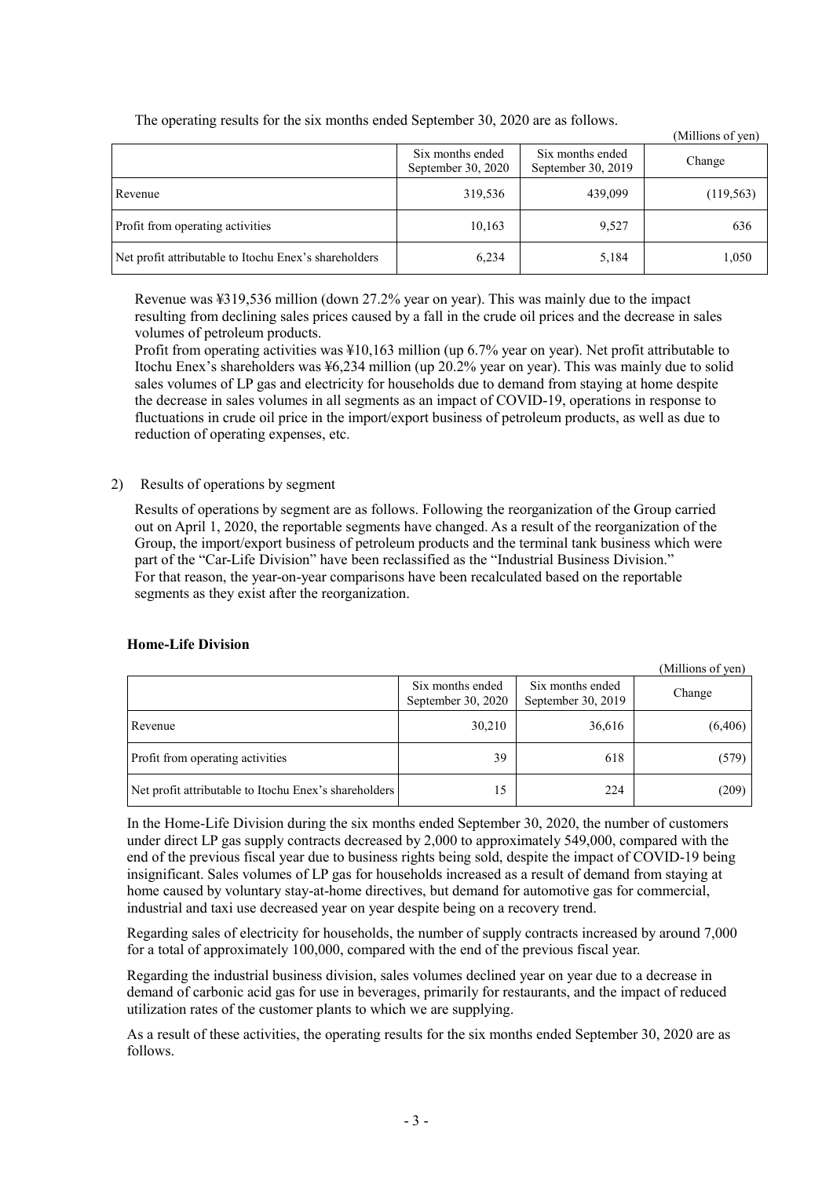The operating results for the six months ended September 30, 2020 are as follows.

(Millions of yen)

| | Six months ended September 30, 2020 | Six months ended September 30, 2019 | Change |
|---|---|---|---|
| Revenue | 319,536 | 439,099 | (119,563) |
| Profit from operating activities | 10,163 | 9,527 | 636 |
| Net profit attributable to Itochu Enex's shareholders | 6,234 | 5,184 | 1,050 |

Revenue was ¥319,536 million (down 27.2% year on year). This was mainly due to the impact resulting from declining sales prices caused by a fall in the crude oil prices and the decrease in sales volumes of petroleum products.

Profit from operating activities was ¥10,163 million (up 6.7% year on year). Net profit attributable to Itochu Enex's shareholders was ¥6,234 million (up 20.2% year on year). This was mainly due to solid sales volumes of LP gas and electricity for households due to demand from staying at home despite the decrease in sales volumes in all segments as an impact of COVID-19, operations in response to fluctuations in crude oil price in the import/export business of petroleum products, as well as due to reduction of operating expenses, etc.

2) Results of operations by segment

Results of operations by segment are as follows. Following the reorganization of the Group carried out on April 1, 2020, the reportable segments have changed. As a result of the reorganization of the Group, the import/export business of petroleum products and the terminal tank business which were part of the "Car-Life Division" have been reclassified as the "Industrial Business Division." For that reason, the year-on-year comparisons have been recalculated based on the reportable segments as they exist after the reorganization.

**Home-Life Division**

(Millions of yen)

| | Six months ended September 30, 2020 | Six months ended September 30, 2019 | Change |
|---|---|---|---|
| Revenue | 30,210 | 36,616 | (6,406) |
| Profit from operating activities | 39 | 618 | (579) |
| Net profit attributable to Itochu Enex's shareholders | 15 | 224 | (209) |

In the Home-Life Division during the six months ended September 30, 2020, the number of customers under direct LP gas supply contracts decreased by 2,000 to approximately 549,000, compared with the end of the previous fiscal year due to business rights being sold, despite the impact of COVID-19 being insignificant. Sales volumes of LP gas for households increased as a result of demand from staying at home caused by voluntary stay-at-home directives, but demand for automotive gas for commercial, industrial and taxi use decreased year on year despite being on a recovery trend.

Regarding sales of electricity for households, the number of supply contracts increased by around 7,000 for a total of approximately 100,000, compared with the end of the previous fiscal year.

Regarding the industrial business division, sales volumes declined year on year due to a decrease in demand of carbonic acid gas for use in beverages, primarily for restaurants, and the impact of reduced utilization rates of the customer plants to which we are supplying.

As a result of these activities, the operating results for the six months ended September 30, 2020 are as follows.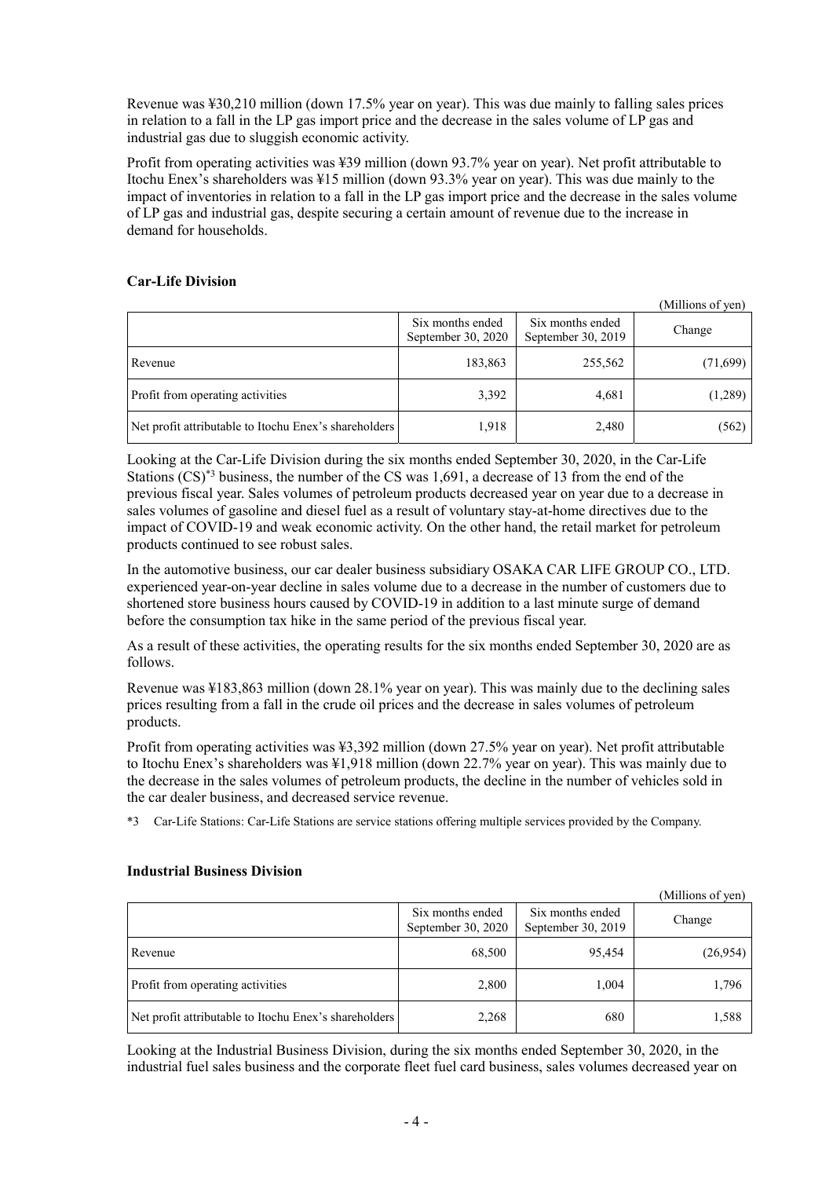Revenue was ¥30,210 million (down 17.5% year on year). This was due mainly to falling sales prices in relation to a fall in the LP gas import price and the decrease in the sales volume of LP gas and industrial gas due to sluggish economic activity.

Profit from operating activities was ¥39 million (down 93.7% year on year). Net profit attributable to Itochu Enex's shareholders was ¥15 million (down 93.3% year on year). This was due mainly to the impact of inventories in relation to a fall in the LP gas import price and the decrease in the sales volume of LP gas and industrial gas, despite securing a certain amount of revenue due to the increase in demand for households.

**Car-Life Division**

(Millions of yen)

| | Six months ended September 30, 2020 | Six months ended September 30, 2019 | Change |
|---|---|---|---|
| Revenue | 183,863 | 255,562 | (71,699) |
| Profit from operating activities | 3,392 | 4,681 | (1,289) |
| Net profit attributable to Itochu Enex's shareholders | 1,918 | 2,480 | (562) |

Looking at the Car-Life Division during the six months ended September 30, 2020, in the Car-Life Stations (CS)*3 business, the number of the CS was 1,691, a decrease of 13 from the end of the previous fiscal year. Sales volumes of petroleum products decreased year on year due to a decrease in sales volumes of gasoline and diesel fuel as a result of voluntary stay-at-home directives due to the impact of COVID-19 and weak economic activity. On the other hand, the retail market for petroleum products continued to see robust sales.

In the automotive business, our car dealer business subsidiary OSAKA CAR LIFE GROUP CO., LTD. experienced year-on-year decline in sales volume due to a decrease in the number of customers due to shortened store business hours caused by COVID-19 in addition to a last minute surge of demand before the consumption tax hike in the same period of the previous fiscal year.

As a result of these activities, the operating results for the six months ended September 30, 2020 are as follows.

Revenue was ¥183,863 million (down 28.1% year on year). This was mainly due to the declining sales prices resulting from a fall in the crude oil prices and the decrease in sales volumes of petroleum products.

Profit from operating activities was ¥3,392 million (down 27.5% year on year). Net profit attributable to Itochu Enex's shareholders was ¥1,918 million (down 22.7% year on year). This was mainly due to the decrease in the sales volumes of petroleum products, the decline in the number of vehicles sold in the car dealer business, and decreased service revenue.

*3 Car-Life Stations: Car-Life Stations are service stations offering multiple services provided by the Company.

**Industrial Business Division**

(Millions of yen)

| | Six months ended September 30, 2020 | Six months ended September 30, 2019 | Change |
|---|---|---|---|
| Revenue | 68,500 | 95,454 | (26,954) |
| Profit from operating activities | 2,800 | 1,004 | 1,796 |
| Net profit attributable to Itochu Enex's shareholders | 2,268 | 680 | 1,588 |

Looking at the Industrial Business Division, during the six months ended September 30, 2020, in the industrial fuel sales business and the corporate fleet fuel card business, sales volumes decreased year on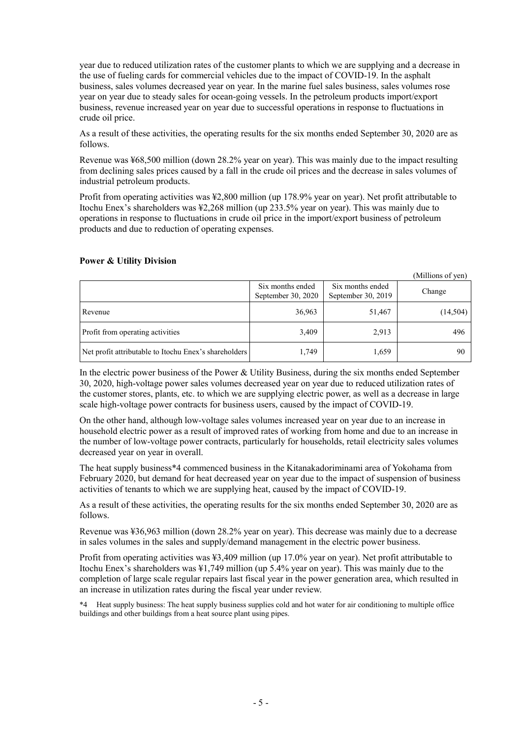year due to reduced utilization rates of the customer plants to which we are supplying and a decrease in the use of fueling cards for commercial vehicles due to the impact of COVID-19. In the asphalt business, sales volumes decreased year on year. In the marine fuel sales business, sales volumes rose year on year due to steady sales for ocean-going vessels. In the petroleum products import/export business, revenue increased year on year due to successful operations in response to fluctuations in crude oil price.

As a result of these activities, the operating results for the six months ended September 30, 2020 are as follows.

Revenue was ¥68,500 million (down 28.2% year on year). This was mainly due to the impact resulting from declining sales prices caused by a fall in the crude oil prices and the decrease in sales volumes of industrial petroleum products.

Profit from operating activities was ¥2,800 million (up 178.9% year on year). Net profit attributable to Itochu Enex's shareholders was ¥2,268 million (up 233.5% year on year). This was mainly due to operations in response to fluctuations in crude oil price in the import/export business of petroleum products and due to reduction of operating expenses.

**Power & Utility Division**

(Millions of yen)

| | Six months ended September 30, 2020 | Six months ended September 30, 2019 | Change |
|---|---|---|---|
| Revenue | 36,963 | 51,467 | (14,504) |
| Profit from operating activities | 3,409 | 2,913 | 496 |
| Net profit attributable to Itochu Enex's shareholders | 1,749 | 1,659 | 90 |

In the electric power business of the Power & Utility Business, during the six months ended September 30, 2020, high-voltage power sales volumes decreased year on year due to reduced utilization rates of the customer stores, plants, etc. to which we are supplying electric power, as well as a decrease in large scale high-voltage power contracts for business users, caused by the impact of COVID-19.

On the other hand, although low-voltage sales volumes increased year on year due to an increase in household electric power as a result of improved rates of working from home and due to an increase in the number of low-voltage power contracts, particularly for households, retail electricity sales volumes decreased year on year in overall.

The heat supply business*4 commenced business in the Kitanakadoriminami area of Yokohama from February 2020, but demand for heat decreased year on year due to the impact of suspension of business activities of tenants to which we are supplying heat, caused by the impact of COVID-19.

As a result of these activities, the operating results for the six months ended September 30, 2020 are as follows.

Revenue was ¥36,963 million (down 28.2% year on year). This decrease was mainly due to a decrease in sales volumes in the sales and supply/demand management in the electric power business.

Profit from operating activities was ¥3,409 million (up 17.0% year on year). Net profit attributable to Itochu Enex's shareholders was ¥1,749 million (up 5.4% year on year). This was mainly due to the completion of large scale regular repairs last fiscal year in the power generation area, which resulted in an increase in utilization rates during the fiscal year under review.

*4 Heat supply business: The heat supply business supplies cold and hot water for air conditioning to multiple office buildings and other buildings from a heat source plant using pipes.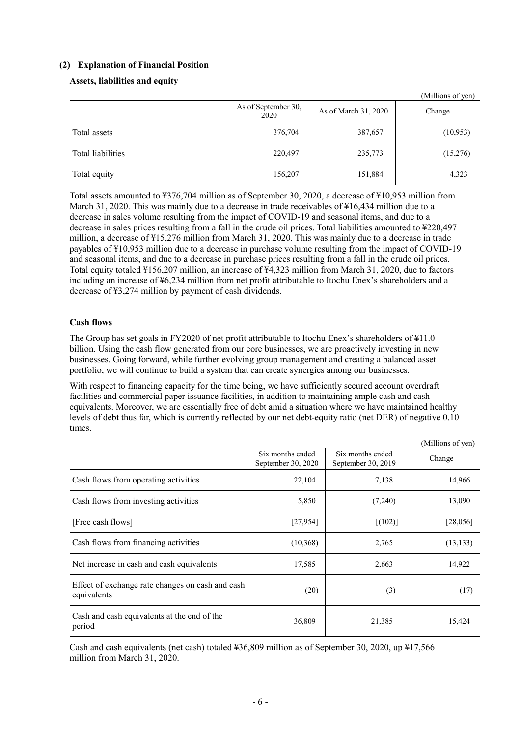## (2) Explanation of Financial Position

### Assets, liabilities and equity

(Millions of yen)

| | As of September 30, 2020 | As of March 31, 2020 | Change |
|---|---|---|---|
| Total assets | 376,704 | 387,657 | (10,953) |
| Total liabilities | 220,497 | 235,773 | (15,276) |
| Total equity | 156,207 | 151,884 | 4,323 |

Total assets amounted to ¥376,704 million as of September 30, 2020, a decrease of ¥10,953 million from March 31, 2020. This was mainly due to a decrease in trade receivables of ¥16,434 million due to a decrease in sales volume resulting from the impact of COVID-19 and seasonal items, and due to a decrease in sales prices resulting from a fall in the crude oil prices. Total liabilities amounted to ¥220,497 million, a decrease of ¥15,276 million from March 31, 2020. This was mainly due to a decrease in trade payables of ¥10,953 million due to a decrease in purchase volume resulting from the impact of COVID-19 and seasonal items, and due to a decrease in purchase prices resulting from a fall in the crude oil prices. Total equity totaled ¥156,207 million, an increase of ¥4,323 million from March 31, 2020, due to factors including an increase of ¥6,234 million from net profit attributable to Itochu Enex's shareholders and a decrease of ¥3,274 million by payment of cash dividends.

### Cash flows

The Group has set goals in FY2020 of net profit attributable to Itochu Enex's shareholders of ¥11.0 billion. Using the cash flow generated from our core businesses, we are proactively investing in new businesses. Going forward, while further evolving group management and creating a balanced asset portfolio, we will continue to build a system that can create synergies among our businesses.

With respect to financing capacity for the time being, we have sufficiently secured account overdraft facilities and commercial paper issuance facilities, in addition to maintaining ample cash and cash equivalents. Moreover, we are essentially free of debt amid a situation where we have maintained healthy levels of debt thus far, which is currently reflected by our net debt-equity ratio (net DER) of negative 0.10 times.

(Millions of yen)

| | Six months ended September 30, 2020 | Six months ended September 30, 2019 | Change |
|---|---|---|---|
| Cash flows from operating activities | 22,104 | 7,138 | 14,966 |
| Cash flows from investing activities | 5,850 | (7,240) | 13,090 |
| [Free cash flows] | [27,954] | [(102)] | [28,056] |
| Cash flows from financing activities | (10,368) | 2,765 | (13,133) |
| Net increase in cash and cash equivalents | 17,585 | 2,663 | 14,922 |
| Effect of exchange rate changes on cash and cash equivalents | (20) | (3) | (17) |
| Cash and cash equivalents at the end of the period | 36,809 | 21,385 | 15,424 |

Cash and cash equivalents (net cash) totaled ¥36,809 million as of September 30, 2020, up ¥17,566 million from March 31, 2020.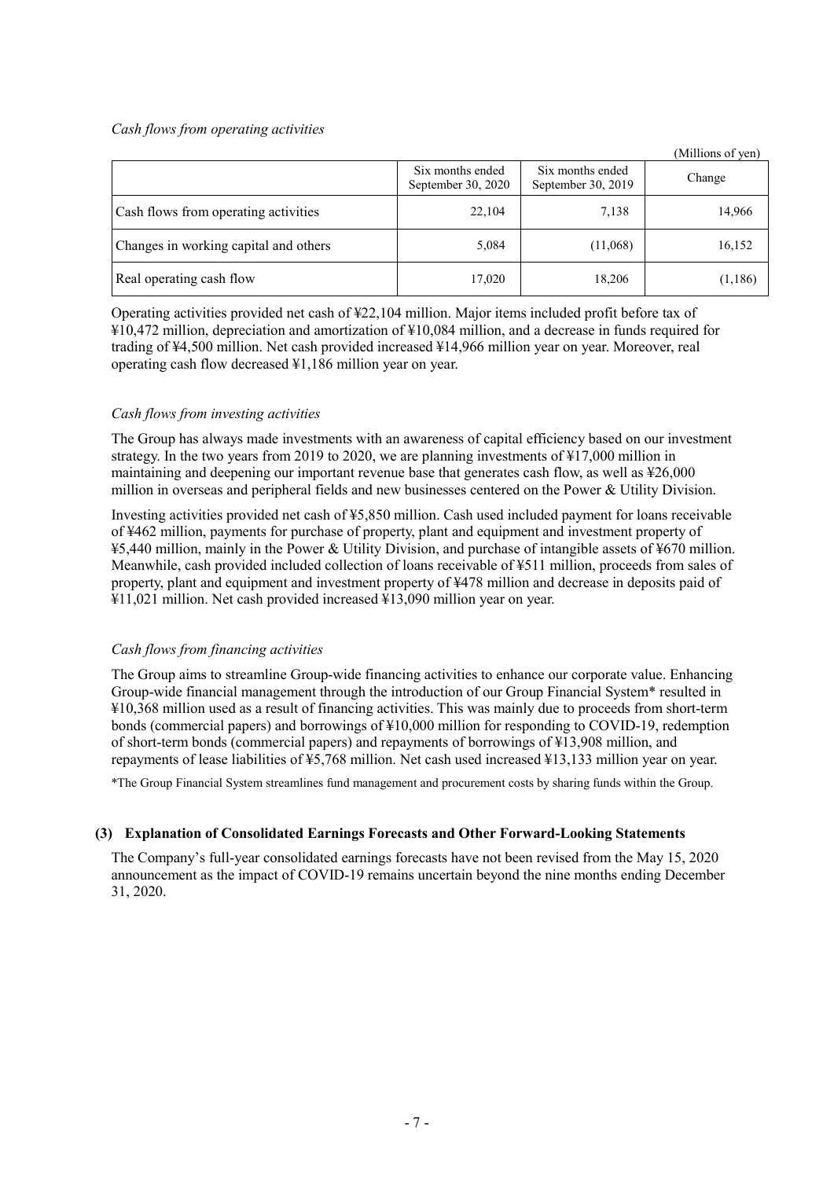*Cash flows from operating activities*

(Millions of yen)

| | Six months ended September 30, 2020 | Six months ended September 30, 2019 | Change |
|---|---|---|---|
| Cash flows from operating activities | 22,104 | 7,138 | 14,966 |
| Changes in working capital and others | 5,084 | (11,068) | 16,152 |
| Real operating cash flow | 17,020 | 18,206 | (1,186) |

Operating activities provided net cash of ¥22,104 million. Major items included profit before tax of ¥10,472 million, depreciation and amortization of ¥10,084 million, and a decrease in funds required for trading of ¥4,500 million. Net cash provided increased ¥14,966 million year on year. Moreover, real operating cash flow decreased ¥1,186 million year on year.

*Cash flows from investing activities*

The Group has always made investments with an awareness of capital efficiency based on our investment strategy. In the two years from 2019 to 2020, we are planning investments of ¥17,000 million in maintaining and deepening our important revenue base that generates cash flow, as well as ¥26,000 million in overseas and peripheral fields and new businesses centered on the Power & Utility Division.

Investing activities provided net cash of ¥5,850 million. Cash used included payment for loans receivable of ¥462 million, payments for purchase of property, plant and equipment and investment property of ¥5,440 million, mainly in the Power & Utility Division, and purchase of intangible assets of ¥670 million. Meanwhile, cash provided included collection of loans receivable of ¥511 million, proceeds from sales of property, plant and equipment and investment property of ¥478 million and decrease in deposits paid of ¥11,021 million. Net cash provided increased ¥13,090 million year on year.

*Cash flows from financing activities*

The Group aims to streamline Group-wide financing activities to enhance our corporate value. Enhancing Group-wide financial management through the introduction of our Group Financial System* resulted in ¥10,368 million used as a result of financing activities. This was mainly due to proceeds from short-term bonds (commercial papers) and borrowings of ¥10,000 million for responding to COVID-19, redemption of short-term bonds (commercial papers) and repayments of borrowings of ¥13,908 million, and repayments of lease liabilities of ¥5,768 million. Net cash used increased ¥13,133 million year on year.

*The Group Financial System streamlines fund management and procurement costs by sharing funds within the Group.

### (3) Explanation of Consolidated Earnings Forecasts and Other Forward-Looking Statements

The Company's full-year consolidated earnings forecasts have not been revised from the May 15, 2020 announcement as the impact of COVID-19 remains uncertain beyond the nine months ending December 31, 2020.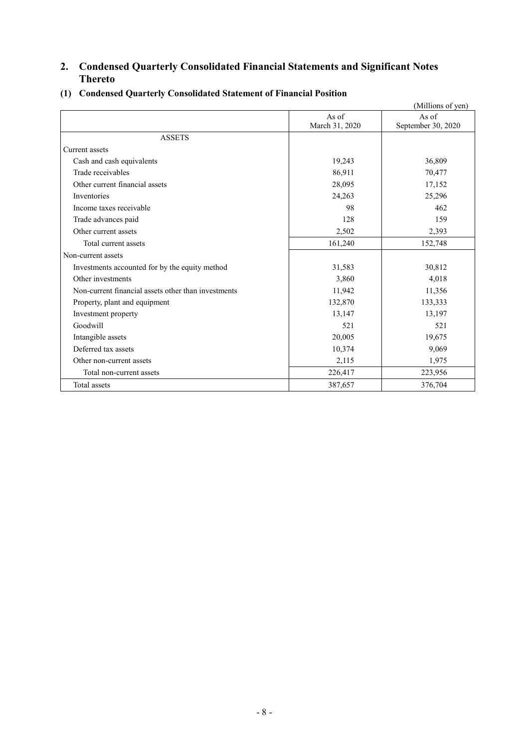## 2. Condensed Quarterly Consolidated Financial Statements and Significant Notes Thereto

### (1) Condensed Quarterly Consolidated Statement of Financial Position

(Millions of yen)

| | As of March 31, 2020 | As of September 30, 2020 |
|---|---|---|
| ASSETS | | |
| Current assets | | |
| Cash and cash equivalents | 19,243 | 36,809 |
| Trade receivables | 86,911 | 70,477 |
| Other current financial assets | 28,095 | 17,152 |
| Inventories | 24,263 | 25,296 |
| Income taxes receivable | 98 | 462 |
| Trade advances paid | 128 | 159 |
| Other current assets | 2,502 | 2,393 |
| Total current assets | 161,240 | 152,748 |
| Non-current assets | | |
| Investments accounted for by the equity method | 31,583 | 30,812 |
| Other investments | 3,860 | 4,018 |
| Non-current financial assets other than investments | 11,942 | 11,356 |
| Property, plant and equipment | 132,870 | 133,333 |
| Investment property | 13,147 | 13,197 |
| Goodwill | 521 | 521 |
| Intangible assets | 20,005 | 19,675 |
| Deferred tax assets | 10,374 | 9,069 |
| Other non-current assets | 2,115 | 1,975 |
| Total non-current assets | 226,417 | 223,956 |
| Total assets | 387,657 | 376,704 |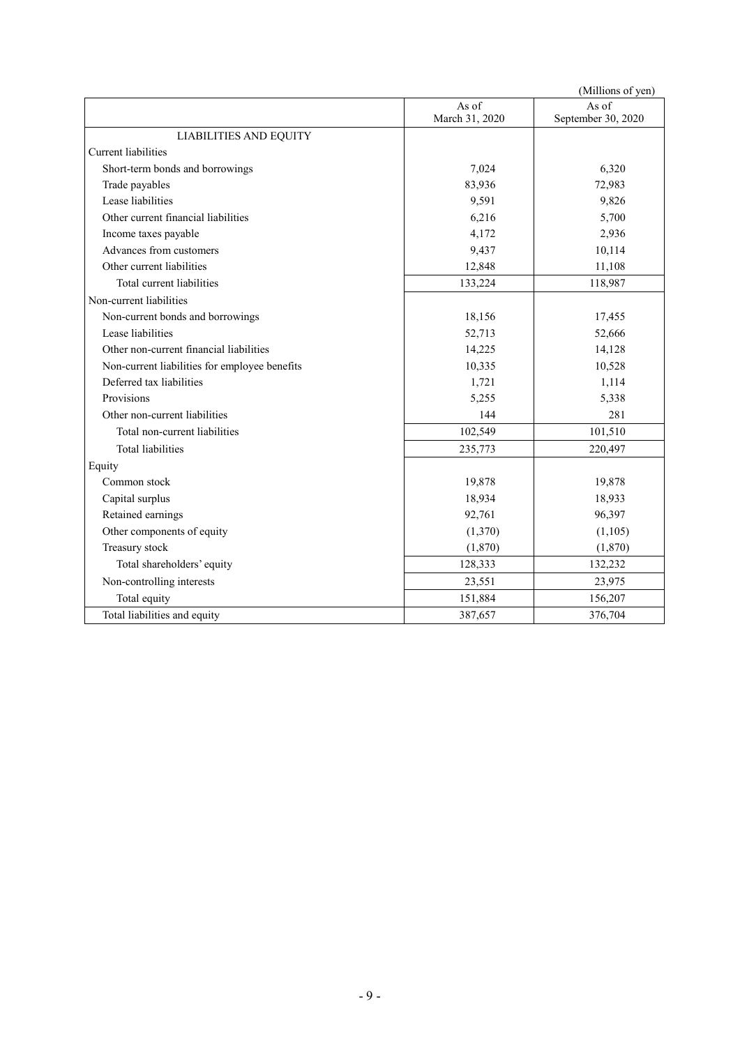(Millions of yen)

| | As of March 31, 2020 | As of September 30, 2020 |
|---|---|---|
| LIABILITIES AND EQUITY | | |
| Current liabilities | | |
| Short-term bonds and borrowings | 7,024 | 6,320 |
| Trade payables | 83,936 | 72,983 |
| Lease liabilities | 9,591 | 9,826 |
| Other current financial liabilities | 6,216 | 5,700 |
| Income taxes payable | 4,172 | 2,936 |
| Advances from customers | 9,437 | 10,114 |
| Other current liabilities | 12,848 | 11,108 |
| Total current liabilities | 133,224 | 118,987 |
| Non-current liabilities | | |
| Non-current bonds and borrowings | 18,156 | 17,455 |
| Lease liabilities | 52,713 | 52,666 |
| Other non-current financial liabilities | 14,225 | 14,128 |
| Non-current liabilities for employee benefits | 10,335 | 10,528 |
| Deferred tax liabilities | 1,721 | 1,114 |
| Provisions | 5,255 | 5,338 |
| Other non-current liabilities | 144 | 281 |
| Total non-current liabilities | 102,549 | 101,510 |
| Total liabilities | 235,773 | 220,497 |
| Equity | | |
| Common stock | 19,878 | 19,878 |
| Capital surplus | 18,934 | 18,933 |
| Retained earnings | 92,761 | 96,397 |
| Other components of equity | (1,370) | (1,105) |
| Treasury stock | (1,870) | (1,870) |
| Total shareholders' equity | 128,333 | 132,232 |
| Non-controlling interests | 23,551 | 23,975 |
| Total equity | 151,884 | 156,207 |
| Total liabilities and equity | 387,657 | 376,704 |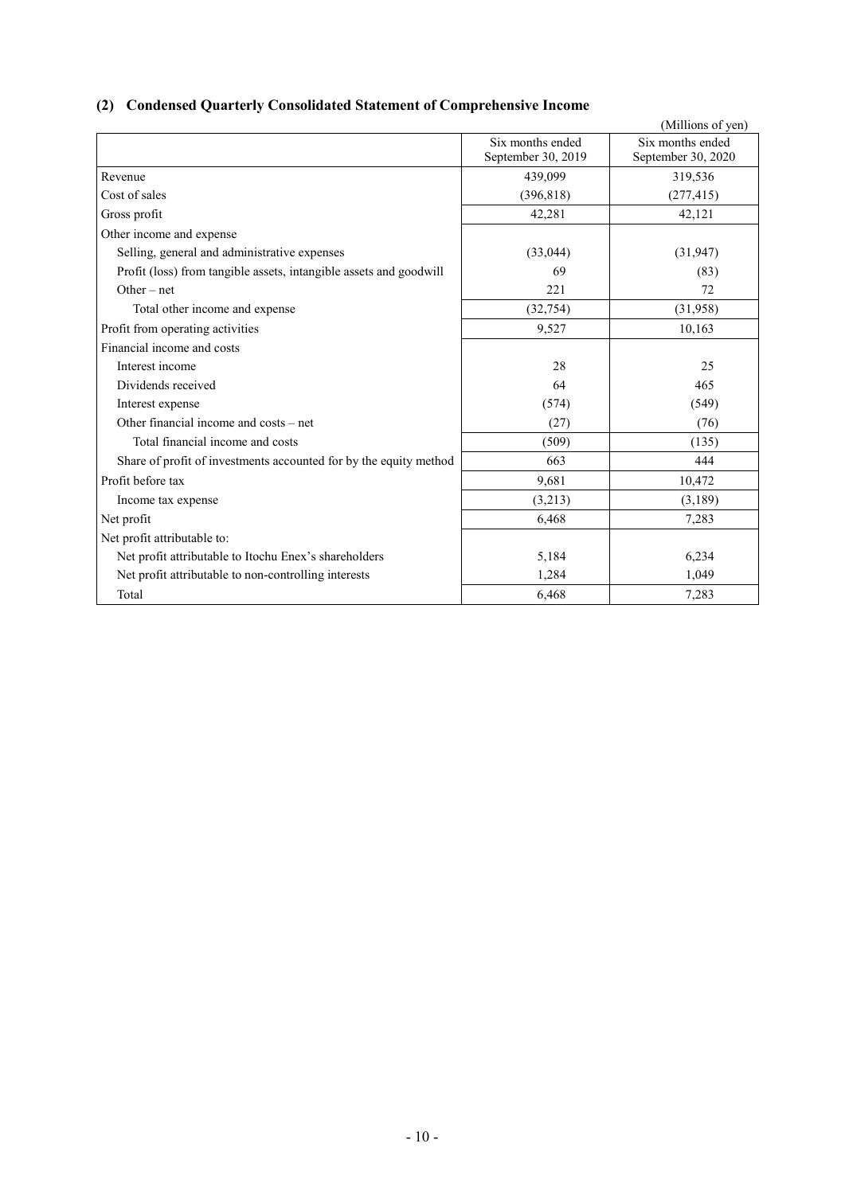## (2) Condensed Quarterly Consolidated Statement of Comprehensive Income

(Millions of yen)

| | Six months ended September 30, 2019 | Six months ended September 30, 2020 |
|---|---|---|
| Revenue | 439,099 | 319,536 |
| Cost of sales | (396,818) | (277,415) |
| Gross profit | 42,281 | 42,121 |
| Other income and expense | | |
| Selling, general and administrative expenses | (33,044) | (31,947) |
| Profit (loss) from tangible assets, intangible assets and goodwill | 69 | (83) |
| Other – net | 221 | 72 |
| Total other income and expense | (32,754) | (31,958) |
| Profit from operating activities | 9,527 | 10,163 |
| Financial income and costs | | |
| Interest income | 28 | 25 |
| Dividends received | 64 | 465 |
| Interest expense | (574) | (549) |
| Other financial income and costs – net | (27) | (76) |
| Total financial income and costs | (509) | (135) |
| Share of profit of investments accounted for by the equity method | 663 | 444 |
| Profit before tax | 9,681 | 10,472 |
| Income tax expense | (3,213) | (3,189) |
| Net profit | 6,468 | 7,283 |
| Net profit attributable to: | | |
| Net profit attributable to Itochu Enex's shareholders | 5,184 | 6,234 |
| Net profit attributable to non-controlling interests | 1,284 | 1,049 |
| Total | 6,468 | 7,283 |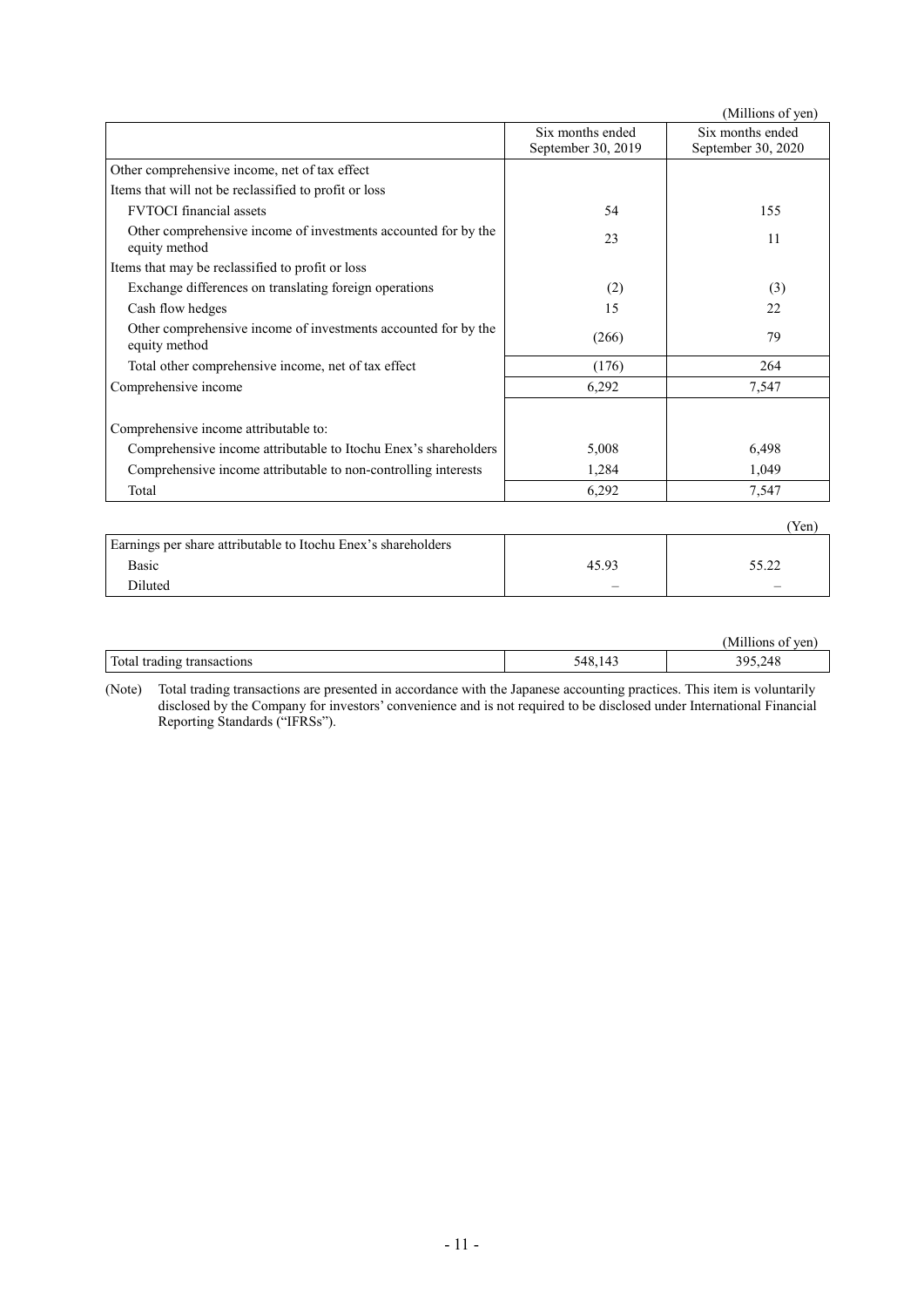(Millions of yen)

| | Six months ended September 30, 2019 | Six months ended September 30, 2020 |
|---|---|---|
| Other comprehensive income, net of tax effect | | |
| Items that will not be reclassified to profit or loss | | |
| FVTOCI financial assets | 54 | 155 |
| Other comprehensive income of investments accounted for by the equity method | 23 | 11 |
| Items that may be reclassified to profit or loss | | |
| Exchange differences on translating foreign operations | (2) | (3) |
| Cash flow hedges | 15 | 22 |
| Other comprehensive income of investments accounted for by the equity method | (266) | 79 |
| Total other comprehensive income, net of tax effect | (176) | 264 |
| Comprehensive income | 6,292 | 7,547 |
| Comprehensive income attributable to: | | |
| Comprehensive income attributable to Itochu Enex's shareholders | 5,008 | 6,498 |
| Comprehensive income attributable to non-controlling interests | 1,284 | 1,049 |
| Total | 6,292 | 7,547 |

(Yen)

| | | |
|---|---|---|
| Earnings per share attributable to Itochu Enex's shareholders | | |
| Basic | 45.93 | 55.22 |
| Diluted | – | – |

(Millions of yen)

| | | |
|---|---|---|
| Total trading transactions | 548,143 | 395,248 |

(Note) Total trading transactions are presented in accordance with the Japanese accounting practices. This item is voluntarily disclosed by the Company for investors' convenience and is not required to be disclosed under International Financial Reporting Standards ("IFRSs").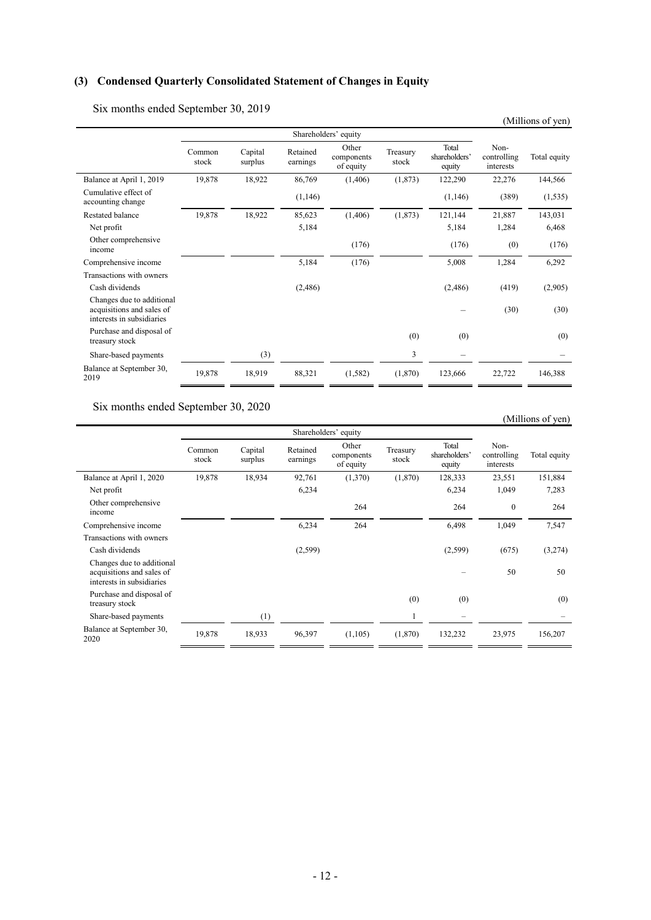## (3) Condensed Quarterly Consolidated Statement of Changes in Equity

Six months ended September 30, 2019

(Millions of yen)

| | Shareholders' equity | | | | | | | |
|---|---|---|---|---|---|---|---|---|
| | Common stock | Capital surplus | Retained earnings | Other components of equity | Treasury stock | Total shareholders' equity | Non-controlling interests | Total equity |
| Balance at April 1, 2019 | 19,878 | 18,922 | 86,769 | (1,406) | (1,873) | 122,290 | 22,276 | 144,566 |
| Cumulative effect of accounting change | | | (1,146) | | | (1,146) | (389) | (1,535) |
| Restated balance | 19,878 | 18,922 | 85,623 | (1,406) | (1,873) | 121,144 | 21,887 | 143,031 |
| Net profit | | | 5,184 | | | 5,184 | 1,284 | 6,468 |
| Other comprehensive income | | | | (176) | | (176) | (0) | (176) |
| Comprehensive income | | | 5,184 | (176) | | 5,008 | 1,284 | 6,292 |
| Transactions with owners | | | | | | | | |
| Cash dividends | | | (2,486) | | | (2,486) | (419) | (2,905) |
| Changes due to additional acquisitions and sales of interests in subsidiaries | | | | | | – | (30) | (30) |
| Purchase and disposal of treasury stock | | | | | (0) | (0) | | (0) |
| Share-based payments | | (3) | | | 3 | – | | – |
| Balance at September 30, 2019 | 19,878 | 18,919 | 88,321 | (1,582) | (1,870) | 123,666 | 22,722 | 146,388 |

Six months ended September 30, 2020

(Millions of yen)

| | Shareholders' equity | | | | | | | |
|---|---|---|---|---|---|---|---|---|
| | Common stock | Capital surplus | Retained earnings | Other components of equity | Treasury stock | Total shareholders' equity | Non-controlling interests | Total equity |
| Balance at April 1, 2020 | 19,878 | 18,934 | 92,761 | (1,370) | (1,870) | 128,333 | 23,551 | 151,884 |
| Net profit | | | 6,234 | | | 6,234 | 1,049 | 7,283 |
| Other comprehensive income | | | | 264 | | 264 | 0 | 264 |
| Comprehensive income | | | 6,234 | 264 | | 6,498 | 1,049 | 7,547 |
| Transactions with owners | | | | | | | | |
| Cash dividends | | | (2,599) | | | (2,599) | (675) | (3,274) |
| Changes due to additional acquisitions and sales of interests in subsidiaries | | | | | | – | 50 | 50 |
| Purchase and disposal of treasury stock | | | | | (0) | (0) | | (0) |
| Share-based payments | | (1) | | | 1 | – | | – |
| Balance at September 30, 2020 | 19,878 | 18,933 | 96,397 | (1,105) | (1,870) | 132,232 | 23,975 | 156,207 |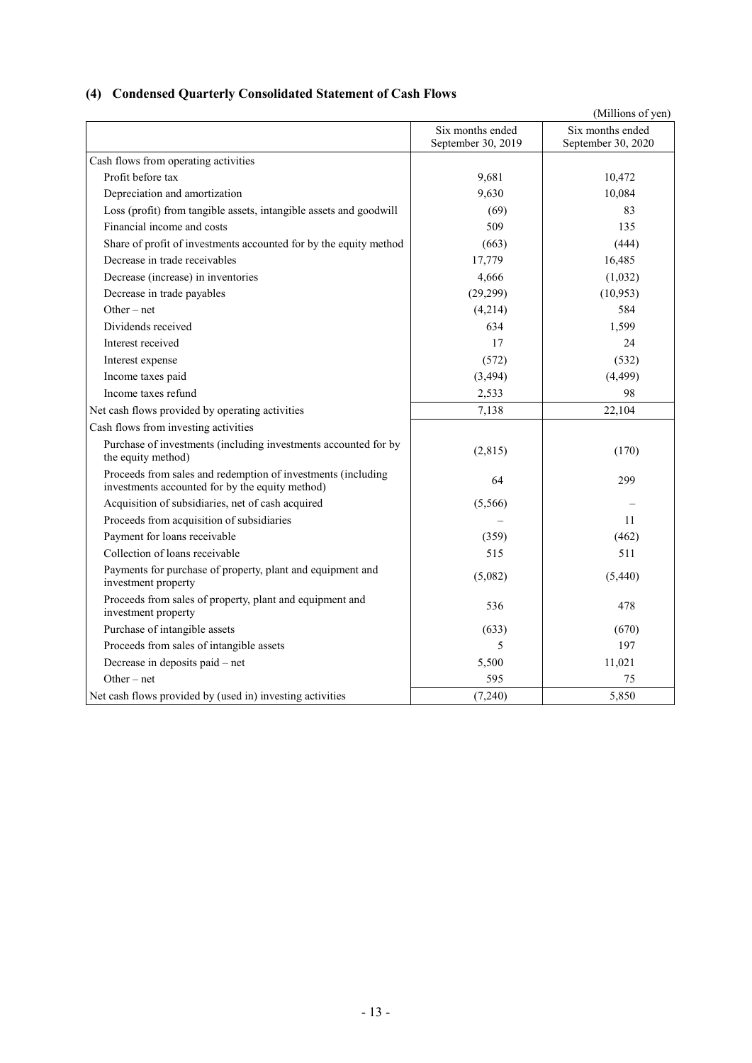## (4) Condensed Quarterly Consolidated Statement of Cash Flows

(Millions of yen)

| | Six months ended September 30, 2019 | Six months ended September 30, 2020 |
|---|---|---|
| Cash flows from operating activities | | |
| Profit before tax | 9,681 | 10,472 |
| Depreciation and amortization | 9,630 | 10,084 |
| Loss (profit) from tangible assets, intangible assets and goodwill | (69) | 83 |
| Financial income and costs | 509 | 135 |
| Share of profit of investments accounted for by the equity method | (663) | (444) |
| Decrease in trade receivables | 17,779 | 16,485 |
| Decrease (increase) in inventories | 4,666 | (1,032) |
| Decrease in trade payables | (29,299) | (10,953) |
| Other – net | (4,214) | 584 |
| Dividends received | 634 | 1,599 |
| Interest received | 17 | 24 |
| Interest expense | (572) | (532) |
| Income taxes paid | (3,494) | (4,499) |
| Income taxes refund | 2,533 | 98 |
| Net cash flows provided by operating activities | 7,138 | 22,104 |
| Cash flows from investing activities | | |
| Purchase of investments (including investments accounted for by the equity method) | (2,815) | (170) |
| Proceeds from sales and redemption of investments (including investments accounted for by the equity method) | 64 | 299 |
| Acquisition of subsidiaries, net of cash acquired | (5,566) | – |
| Proceeds from acquisition of subsidiaries | – | 11 |
| Payment for loans receivable | (359) | (462) |
| Collection of loans receivable | 515 | 511 |
| Payments for purchase of property, plant and equipment and investment property | (5,082) | (5,440) |
| Proceeds from sales of property, plant and equipment and investment property | 536 | 478 |
| Purchase of intangible assets | (633) | (670) |
| Proceeds from sales of intangible assets | 5 | 197 |
| Decrease in deposits paid – net | 5,500 | 11,021 |
| Other – net | 595 | 75 |
| Net cash flows provided by (used in) investing activities | (7,240) | 5,850 |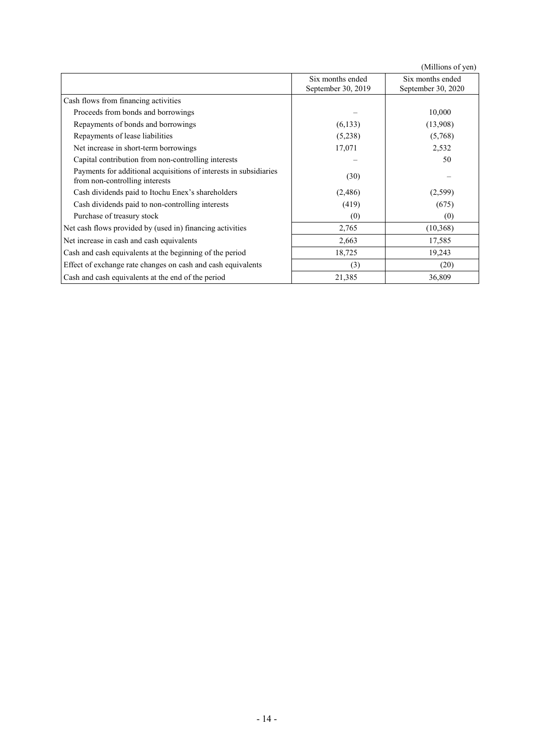(Millions of yen)

| | Six months ended September 30, 2019 | Six months ended September 30, 2020 |
|---|---|---|
| Cash flows from financing activities | | |
| Proceeds from bonds and borrowings | – | 10,000 |
| Repayments of bonds and borrowings | (6,133) | (13,908) |
| Repayments of lease liabilities | (5,238) | (5,768) |
| Net increase in short-term borrowings | 17,071 | 2,532 |
| Capital contribution from non-controlling interests | – | 50 |
| Payments for additional acquisitions of interests in subsidiaries from non-controlling interests | (30) | – |
| Cash dividends paid to Itochu Enex's shareholders | (2,486) | (2,599) |
| Cash dividends paid to non-controlling interests | (419) | (675) |
| Purchase of treasury stock | (0) | (0) |
| Net cash flows provided by (used in) financing activities | 2,765 | (10,368) |
| Net increase in cash and cash equivalents | 2,663 | 17,585 |
| Cash and cash equivalents at the beginning of the period | 18,725 | 19,243 |
| Effect of exchange rate changes on cash and cash equivalents | (3) | (20) |
| Cash and cash equivalents at the end of the period | 21,385 | 36,809 |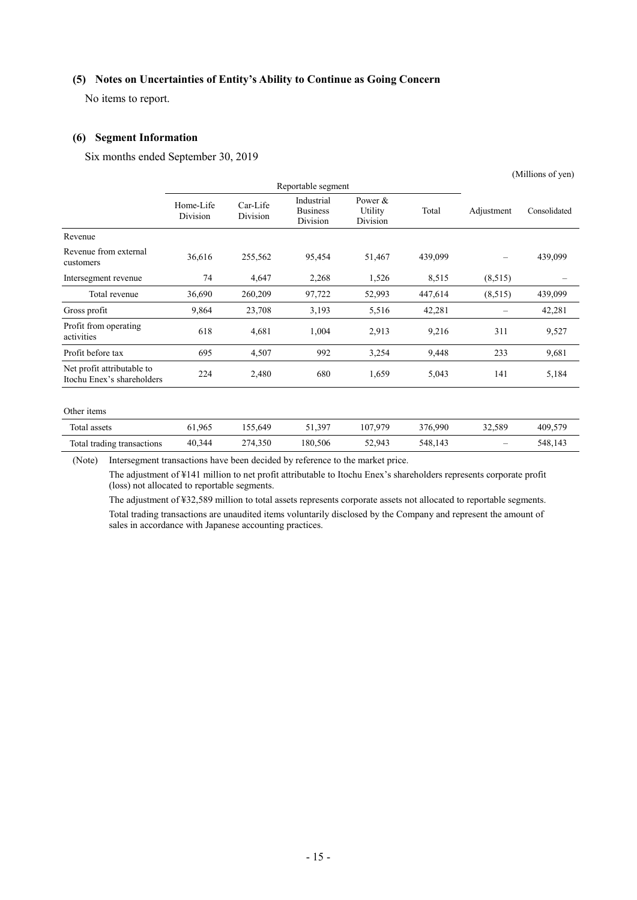### (5) Notes on Uncertainties of Entity's Ability to Continue as Going Concern

No items to report.

### (6) Segment Information

Six months ended September 30, 2019

(Millions of yen)

| | Reportable segment | | | | | Adjustment | Consolidated |
|---|---|---|---|---|---|---|---|
| | Home-Life Division | Car-Life Division | Industrial Business Division | Power & Utility Division | Total | | |
| Revenue | | | | | | | |
| Revenue from external customers | 36,616 | 255,562 | 95,454 | 51,467 | 439,099 | – | 439,099 |
| Intersegment revenue | 74 | 4,647 | 2,268 | 1,526 | 8,515 | (8,515) | – |
| Total revenue | 36,690 | 260,209 | 97,722 | 52,993 | 447,614 | (8,515) | 439,099 |
| Gross profit | 9,864 | 23,708 | 3,193 | 5,516 | 42,281 | – | 42,281 |
| Profit from operating activities | 618 | 4,681 | 1,004 | 2,913 | 9,216 | 311 | 9,527 |
| Profit before tax | 695 | 4,507 | 992 | 3,254 | 9,448 | 233 | 9,681 |
| Net profit attributable to Itochu Enex's shareholders | 224 | 2,480 | 680 | 1,659 | 5,043 | 141 | 5,184 |
| | | | | | | | |
| Other items | | | | | | | |
| Total assets | 61,965 | 155,649 | 51,397 | 107,979 | 376,990 | 32,589 | 409,579 |
| Total trading transactions | 40,344 | 274,350 | 180,506 | 52,943 | 548,143 | – | 548,143 |

(Note) Intersegment transactions have been decided by reference to the market price.

The adjustment of ¥141 million to net profit attributable to Itochu Enex's shareholders represents corporate profit (loss) not allocated to reportable segments.

The adjustment of ¥32,589 million to total assets represents corporate assets not allocated to reportable segments.

Total trading transactions are unaudited items voluntarily disclosed by the Company and represent the amount of sales in accordance with Japanese accounting practices.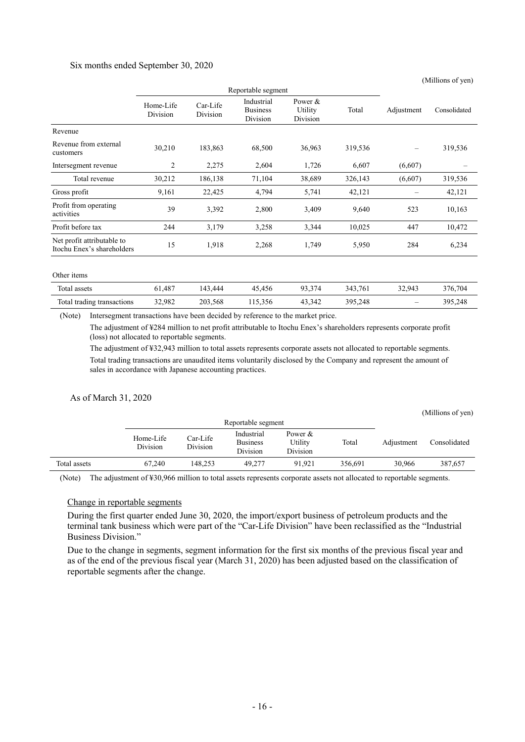Six months ended September 30, 2020

(Millions of yen)

| | Reportable segment | | | | | Adjustment | Consolidated |
|---|---|---|---|---|---|---|---|
| | Home-Life Division | Car-Life Division | Industrial Business Division | Power & Utility Division | Total | | |
| Revenue | | | | | | | |
| Revenue from external customers | 30,210 | 183,863 | 68,500 | 36,963 | 319,536 | – | 319,536 |
| Intersegment revenue | 2 | 2,275 | 2,604 | 1,726 | 6,607 | (6,607) | – |
| Total revenue | 30,212 | 186,138 | 71,104 | 38,689 | 326,143 | (6,607) | 319,536 |
| Gross profit | 9,161 | 22,425 | 4,794 | 5,741 | 42,121 | – | 42,121 |
| Profit from operating activities | 39 | 3,392 | 2,800 | 3,409 | 9,640 | 523 | 10,163 |
| Profit before tax | 244 | 3,179 | 3,258 | 3,344 | 10,025 | 447 | 10,472 |
| Net profit attributable to Itochu Enex's shareholders | 15 | 1,918 | 2,268 | 1,749 | 5,950 | 284 | 6,234 |
| Other items | | | | | | | |
| Total assets | 61,487 | 143,444 | 45,456 | 93,374 | 343,761 | 32,943 | 376,704 |
| Total trading transactions | 32,982 | 203,568 | 115,356 | 43,342 | 395,248 | – | 395,248 |

(Note) Intersegment transactions have been decided by reference to the market price.

The adjustment of ¥284 million to net profit attributable to Itochu Enex's shareholders represents corporate profit (loss) not allocated to reportable segments.

The adjustment of ¥32,943 million to total assets represents corporate assets not allocated to reportable segments.

Total trading transactions are unaudited items voluntarily disclosed by the Company and represent the amount of sales in accordance with Japanese accounting practices.

As of March 31, 2020

(Millions of yen)

| | Reportable segment | | | | | Adjustment | Consolidated |
|---|---|---|---|---|---|---|---|
| | Home-Life Division | Car-Life Division | Industrial Business Division | Power & Utility Division | Total | | |
| Total assets | 67,240 | 148,253 | 49,277 | 91,921 | 356,691 | 30,966 | 387,657 |

(Note) The adjustment of ¥30,966 million to total assets represents corporate assets not allocated to reportable segments.

Change in reportable segments

During the first quarter ended June 30, 2020, the import/export business of petroleum products and the terminal tank business which were part of the "Car-Life Division" have been reclassified as the "Industrial Business Division."

Due to the change in segments, segment information for the first six months of the previous fiscal year and as of the end of the previous fiscal year (March 31, 2020) has been adjusted based on the classification of reportable segments after the change.